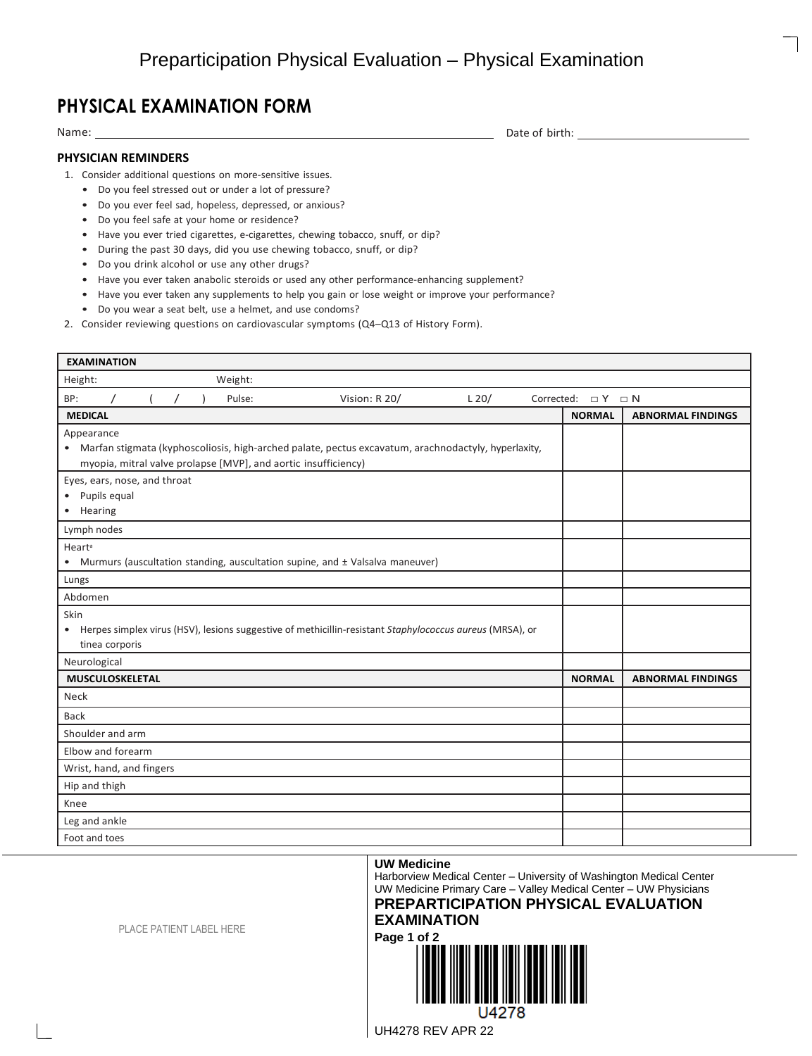# Preparticipation Physical Evaluation – Physical Examination

## PHYSICAL EXAMINATION FORM

Name: ______________________ Date of birth: ______________________

### PHYSICIAN REMINDERS

1. Consider additional questions on more-sensitive issues.
   - Do you feel stressed out or under a lot of pressure?
   - Do you ever feel sad, hopeless, depressed, or anxious?
   - Do you feel safe at your home or residence?
   - Have you ever tried cigarettes, e-cigarettes, chewing tobacco, snuff, or dip?
   - During the past 30 days, did you use chewing tobacco, snuff, or dip?
   - Do you drink alcohol or use any other drugs?
   - Have you ever taken anabolic steroids or used any other performance-enhancing supplement?
   - Have you ever taken any supplements to help you gain or lose weight or improve your performance?
   - Do you wear a seat belt, use a helmet, and use condoms?
2. Consider reviewing questions on cardiovascular symptoms (Q4–Q13 of History Form).

| EXAMINATION | | |
|---|---|---|
| Height: Weight: | | |
| BP: / ( / ) Pulse: Vision: R 20/ L 20/ Corrected: □ Y □ N | | |
| **MEDICAL** | **NORMAL** | **ABNORMAL FINDINGS** |
| Appearance<br>• Marfan stigmata (kyphoscoliosis, high-arched palate, pectus excavatum, arachnodactyly, hyperlaxity, myopia, mitral valve prolapse [MVP], and aortic insufficiency) | | |
| Eyes, ears, nose, and throat<br>• Pupils equal<br>• Hearing | | |
| Lymph nodes | | |
| Heart[a]<br>• Murmurs (auscultation standing, auscultation supine, and ± Valsalva maneuver) | | |
| Lungs | | |
| Abdomen | | |
| Skin<br>• Herpes simplex virus (HSV), lesions suggestive of methicillin-resistant *Staphylococcus aureus* (MRSA), or tinea corporis | | |
| Neurological | | |
| **MUSCULOSKELETAL** | **NORMAL** | **ABNORMAL FINDINGS** |
| Neck | | |
| Back | | |
| Shoulder and arm | | |
| Elbow and forearm | | |
| Wrist, hand, and fingers | | |
| Hip and thigh | | |
| Knee | | |
| Leg and ankle | | |
| Foot and toes | | |

PLACE PATIENT LABEL HERE

**UW Medicine**
Harborview Medical Center – University of Washington Medical Center
UW Medicine Primary Care – Valley Medical Center – UW Physicians

**PREPARTICIPATION PHYSICAL EVALUATION EXAMINATION**

U4278

UH4278 REV APR 22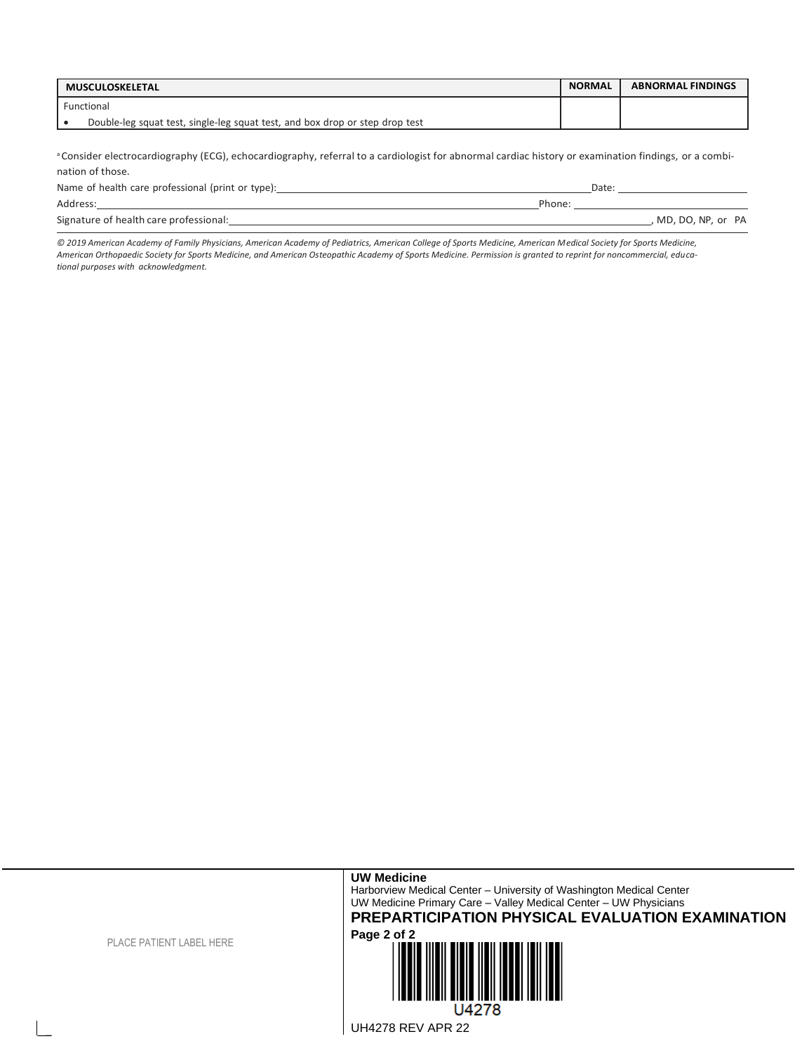| MUSCULOSKELETAL | NORMAL | ABNORMAL FINDINGS |
| --- | --- | --- |
| Functional<br>• Double-leg squat test, single-leg squat test, and box drop or step drop test | | |

[a] Consider electrocardiography (ECG), echocardiography, referral to a cardiologist for abnormal cardiac history or examination findings, or a combination of those.

Name of health care professional (print or type): ______________________ Date: ______________

Address: ______________________ Phone: ______________

Signature of health care professional: ______________________, MD, DO, NP, or PA

*© 2019 American Academy of Family Physicians, American Academy of Pediatrics, American College of Sports Medicine, American Medical Society for Sports Medicine, American Orthopaedic Society for Sports Medicine, and American Osteopathic Academy of Sports Medicine. Permission is granted to reprint for noncommercial, educational purposes with acknowledgment.*

PLACE PATIENT LABEL HERE

**UW Medicine**
Harborview Medical Center – University of Washington Medical Center
UW Medicine Primary Care – Valley Medical Center – UW Physicians

**PREPARTICIPATION PHYSICAL EVALUATION EXAMINATION**

U4278

UH4278 REV APR 22